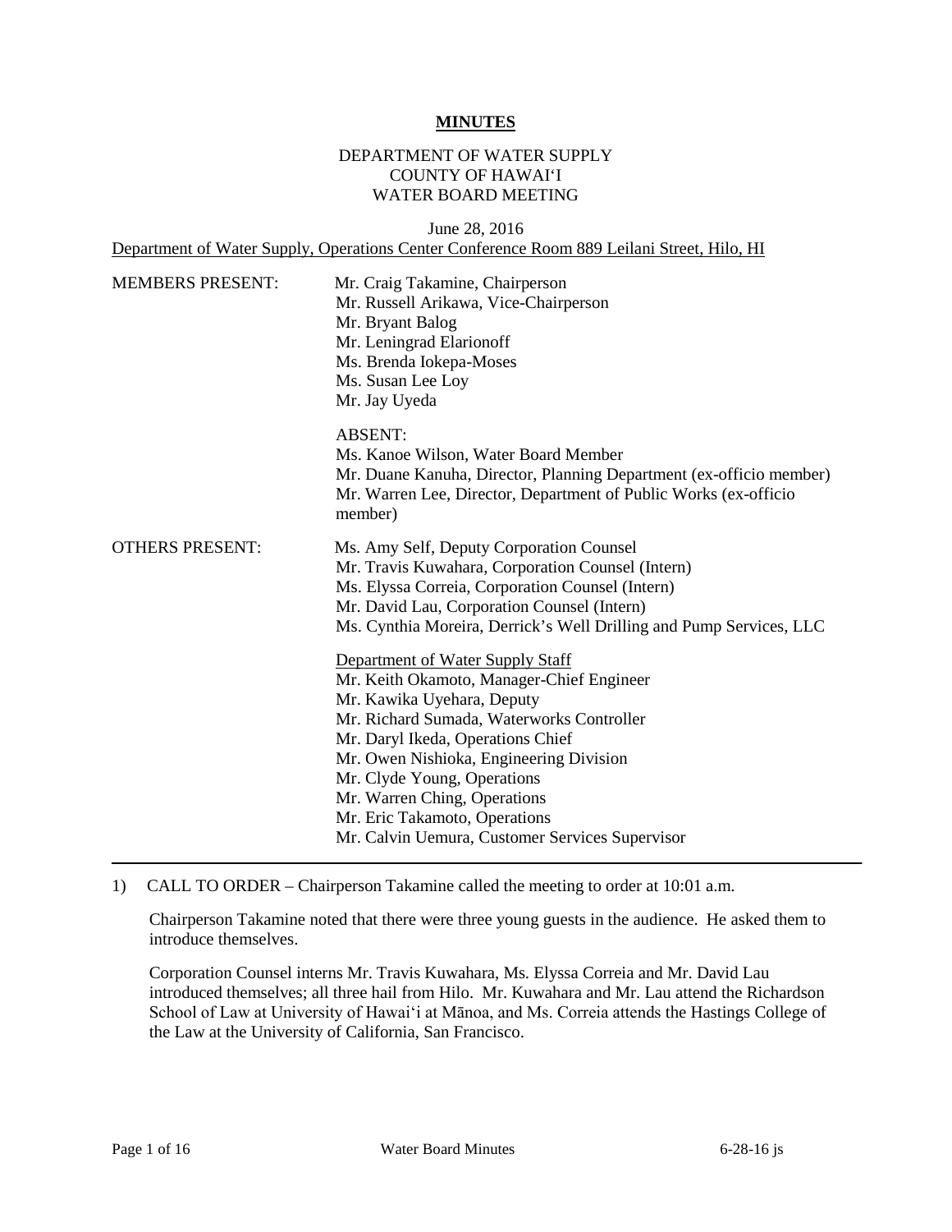**MINUTES**

DEPARTMENT OF WATER SUPPLY
COUNTY OF HAWAI'I
WATER BOARD MEETING

June 28, 2016
Department of Water Supply, Operations Center Conference Room 889 Leilani Street, Hilo, HI

MEMBERS PRESENT:
Mr. Craig Takamine, Chairperson
Mr. Russell Arikawa, Vice-Chairperson
Mr. Bryant Balog
Mr. Leningrad Elarionoff
Ms. Brenda Iokepa-Moses
Ms. Susan Lee Loy
Mr. Jay Uyeda

ABSENT:
Ms. Kanoe Wilson, Water Board Member
Mr. Duane Kanuha, Director, Planning Department (ex-officio member)
Mr. Warren Lee, Director, Department of Public Works (ex-officio member)

OTHERS PRESENT:
Ms. Amy Self, Deputy Corporation Counsel
Mr. Travis Kuwahara, Corporation Counsel (Intern)
Ms. Elyssa Correia, Corporation Counsel (Intern)
Mr. David Lau, Corporation Counsel (Intern)
Ms. Cynthia Moreira, Derrick's Well Drilling and Pump Services, LLC

Department of Water Supply Staff
Mr. Keith Okamoto, Manager-Chief Engineer
Mr. Kawika Uyehara, Deputy
Mr. Richard Sumada, Waterworks Controller
Mr. Daryl Ikeda, Operations Chief
Mr. Owen Nishioka, Engineering Division
Mr. Clyde Young, Operations
Mr. Warren Ching, Operations
Mr. Eric Takamoto, Operations
Mr. Calvin Uemura, Customer Services Supervisor

---

1) CALL TO ORDER – Chairperson Takamine called the meeting to order at 10:01 a.m.

Chairperson Takamine noted that there were three young guests in the audience. He asked them to introduce themselves.

Corporation Counsel interns Mr. Travis Kuwahara, Ms. Elyssa Correia and Mr. David Lau introduced themselves; all three hail from Hilo. Mr. Kuwahara and Mr. Lau attend the Richardson School of Law at University of Hawai'i at Mānoa, and Ms. Correia attends the Hastings College of the Law at the University of California, San Francisco.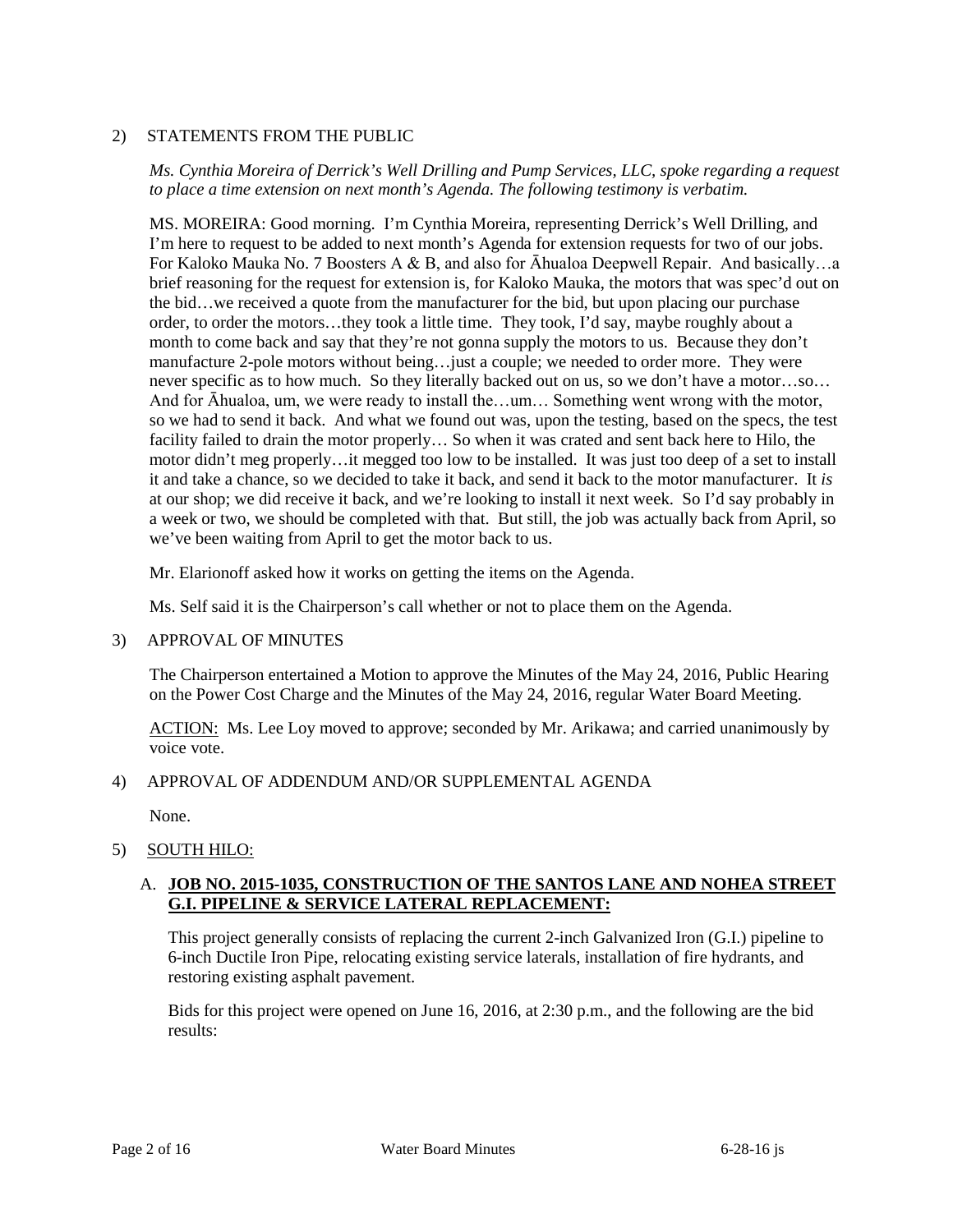2) STATEMENTS FROM THE PUBLIC

*Ms. Cynthia Moreira of Derrick's Well Drilling and Pump Services, LLC, spoke regarding a request to place a time extension on next month's Agenda. The following testimony is verbatim.*

MS. MOREIRA: Good morning. I'm Cynthia Moreira, representing Derrick's Well Drilling, and I'm here to request to be added to next month's Agenda for extension requests for two of our jobs. For Kaloko Mauka No. 7 Boosters A & B, and also for Āhualoa Deepwell Repair. And basically…a brief reasoning for the request for extension is, for Kaloko Mauka, the motors that was spec'd out on the bid…we received a quote from the manufacturer for the bid, but upon placing our purchase order, to order the motors…they took a little time. They took, I'd say, maybe roughly about a month to come back and say that they're not gonna supply the motors to us. Because they don't manufacture 2-pole motors without being…just a couple; we needed to order more. They were never specific as to how much. So they literally backed out on us, so we don't have a motor…so… And for Āhualoa, um, we were ready to install the…um… Something went wrong with the motor, so we had to send it back. And what we found out was, upon the testing, based on the specs, the test facility failed to drain the motor properly… So when it was crated and sent back here to Hilo, the motor didn't meg properly…it megged too low to be installed. It was just too deep of a set to install it and take a chance, so we decided to take it back, and send it back to the motor manufacturer. It *is* at our shop; we did receive it back, and we're looking to install it next week. So I'd say probably in a week or two, we should be completed with that. But still, the job was actually back from April, so we've been waiting from April to get the motor back to us.

Mr. Elarionoff asked how it works on getting the items on the Agenda.

Ms. Self said it is the Chairperson's call whether or not to place them on the Agenda.

3) APPROVAL OF MINUTES

The Chairperson entertained a Motion to approve the Minutes of the May 24, 2016, Public Hearing on the Power Cost Charge and the Minutes of the May 24, 2016, regular Water Board Meeting.

ACTION: Ms. Lee Loy moved to approve; seconded by Mr. Arikawa; and carried unanimously by voice vote.

4) APPROVAL OF ADDENDUM AND/OR SUPPLEMENTAL AGENDA

None.

5) SOUTH HILO:

A. **JOB NO. 2015-1035, CONSTRUCTION OF THE SANTOS LANE AND NOHEA STREET G.I. PIPELINE & SERVICE LATERAL REPLACEMENT:**

This project generally consists of replacing the current 2-inch Galvanized Iron (G.I.) pipeline to 6-inch Ductile Iron Pipe, relocating existing service laterals, installation of fire hydrants, and restoring existing asphalt pavement.

Bids for this project were opened on June 16, 2016, at 2:30 p.m., and the following are the bid results: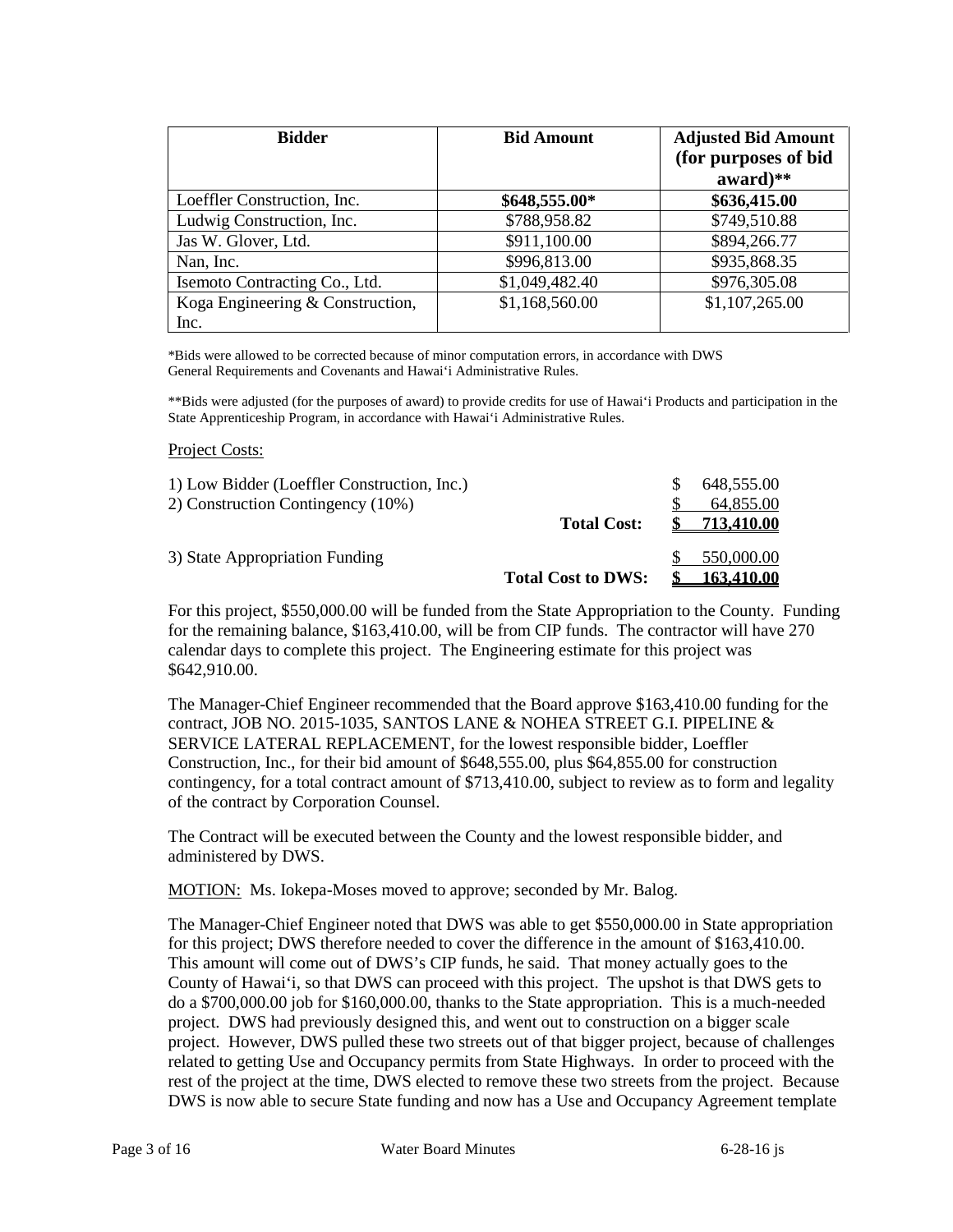| Bidder | Bid Amount | Adjusted Bid Amount (for purposes of bid award)** |
|---|---|---|
| Loeffler Construction, Inc. | **$648,555.00*** | **$636,415.00** |
| Ludwig Construction, Inc. | $788,958.82 | $749,510.88 |
| Jas W. Glover, Ltd. | $911,100.00 | $894,266.77 |
| Nan, Inc. | $996,813.00 | $935,868.35 |
| Isemoto Contracting Co., Ltd. | $1,049,482.40 | $976,305.08 |
| Koga Engineering & Construction, Inc. | $1,168,560.00 | $1,107,265.00 |

*Bids were allowed to be corrected because of minor computation errors, in accordance with DWS General Requirements and Covenants and Hawai'i Administrative Rules.

**Bids were adjusted (for the purposes of award) to provide credits for use of Hawai'i Products and participation in the State Apprenticeship Program, in accordance with Hawai'i Administrative Rules.

Project Costs:

| | | |
|---|---|---|
| 1) Low Bidder (Loeffler Construction, Inc.) | | $ 648,555.00 |
| 2) Construction Contingency (10%) | | $ 64,855.00 |
| | **Total Cost:** | **$ 713,410.00** |
| 3) State Appropriation Funding | | $ 550,000.00 |
| | **Total Cost to DWS:** | **$ 163,410.00** |

For this project, $550,000.00 will be funded from the State Appropriation to the County. Funding for the remaining balance, $163,410.00, will be from CIP funds. The contractor will have 270 calendar days to complete this project. The Engineering estimate for this project was $642,910.00.

The Manager-Chief Engineer recommended that the Board approve $163,410.00 funding for the contract, JOB NO. 2015-1035, SANTOS LANE & NOHEA STREET G.I. PIPELINE & SERVICE LATERAL REPLACEMENT, for the lowest responsible bidder, Loeffler Construction, Inc., for their bid amount of $648,555.00, plus $64,855.00 for construction contingency, for a total contract amount of $713,410.00, subject to review as to form and legality of the contract by Corporation Counsel.

The Contract will be executed between the County and the lowest responsible bidder, and administered by DWS.

MOTION: Ms. Iokepa-Moses moved to approve; seconded by Mr. Balog.

The Manager-Chief Engineer noted that DWS was able to get $550,000.00 in State appropriation for this project; DWS therefore needed to cover the difference in the amount of $163,410.00. This amount will come out of DWS's CIP funds, he said. That money actually goes to the County of Hawai'i, so that DWS can proceed with this project. The upshot is that DWS gets to do a $700,000.00 job for $160,000.00, thanks to the State appropriation. This is a much-needed project. DWS had previously designed this, and went out to construction on a bigger scale project. However, DWS pulled these two streets out of that bigger project, because of challenges related to getting Use and Occupancy permits from State Highways. In order to proceed with the rest of the project at the time, DWS elected to remove these two streets from the project. Because DWS is now able to secure State funding and now has a Use and Occupancy Agreement template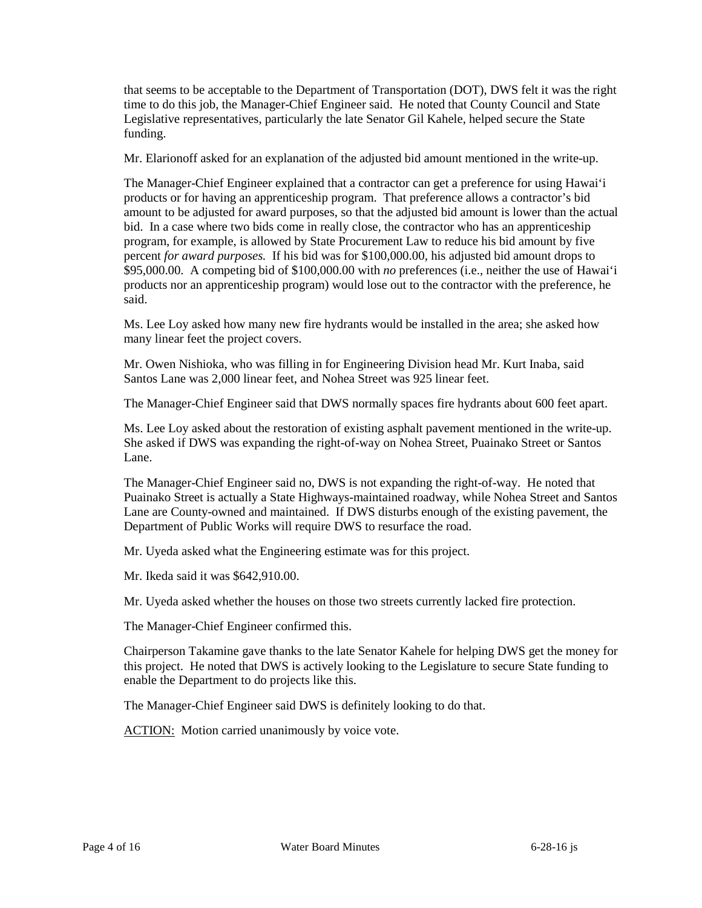that seems to be acceptable to the Department of Transportation (DOT), DWS felt it was the right time to do this job, the Manager-Chief Engineer said. He noted that County Council and State Legislative representatives, particularly the late Senator Gil Kahele, helped secure the State funding.

Mr. Elarionoff asked for an explanation of the adjusted bid amount mentioned in the write-up.

The Manager-Chief Engineer explained that a contractor can get a preference for using Hawai‘i products or for having an apprenticeship program. That preference allows a contractor's bid amount to be adjusted for award purposes, so that the adjusted bid amount is lower than the actual bid. In a case where two bids come in really close, the contractor who has an apprenticeship program, for example, is allowed by State Procurement Law to reduce his bid amount by five percent *for award purposes.* If his bid was for $100,000.00, his adjusted bid amount drops to $95,000.00. A competing bid of $100,000.00 with *no* preferences (i.e., neither the use of Hawai‘i products nor an apprenticeship program) would lose out to the contractor with the preference, he said.

Ms. Lee Loy asked how many new fire hydrants would be installed in the area; she asked how many linear feet the project covers.

Mr. Owen Nishioka, who was filling in for Engineering Division head Mr. Kurt Inaba, said Santos Lane was 2,000 linear feet, and Nohea Street was 925 linear feet.

The Manager-Chief Engineer said that DWS normally spaces fire hydrants about 600 feet apart.

Ms. Lee Loy asked about the restoration of existing asphalt pavement mentioned in the write-up. She asked if DWS was expanding the right-of-way on Nohea Street, Puainako Street or Santos Lane.

The Manager-Chief Engineer said no, DWS is not expanding the right-of-way. He noted that Puainako Street is actually a State Highways-maintained roadway, while Nohea Street and Santos Lane are County-owned and maintained. If DWS disturbs enough of the existing pavement, the Department of Public Works will require DWS to resurface the road.

Mr. Uyeda asked what the Engineering estimate was for this project.

Mr. Ikeda said it was $642,910.00.

Mr. Uyeda asked whether the houses on those two streets currently lacked fire protection.

The Manager-Chief Engineer confirmed this.

Chairperson Takamine gave thanks to the late Senator Kahele for helping DWS get the money for this project. He noted that DWS is actively looking to the Legislature to secure State funding to enable the Department to do projects like this.

The Manager-Chief Engineer said DWS is definitely looking to do that.

<u>ACTION:</u> Motion carried unanimously by voice vote.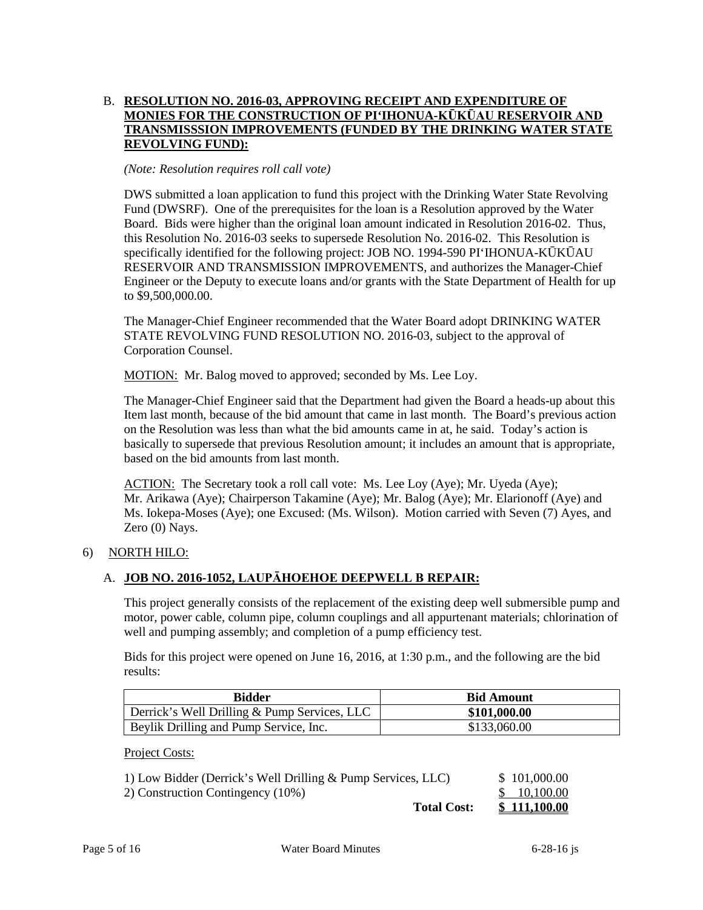B. **<u>RESOLUTION NO. 2016-03, APPROVING RECEIPT AND EXPENDITURE OF MONIES FOR THE CONSTRUCTION OF PI‘IHONUA-KŪKŪAU RESERVOIR AND TRANSMISSSION IMPROVEMENTS (FUNDED BY THE DRINKING WATER STATE REVOLVING FUND):</u>**

*(Note: Resolution requires roll call vote)*

DWS submitted a loan application to fund this project with the Drinking Water State Revolving Fund (DWSRF). One of the prerequisites for the loan is a Resolution approved by the Water Board. Bids were higher than the original loan amount indicated in Resolution 2016-02. Thus, this Resolution No. 2016-03 seeks to supersede Resolution No. 2016-02. This Resolution is specifically identified for the following project: JOB NO. 1994-590 PI‘IHONUA-KŪKŪAU RESERVOIR AND TRANSMISSION IMPROVEMENTS, and authorizes the Manager-Chief Engineer or the Deputy to execute loans and/or grants with the State Department of Health for up to $9,500,000.00.

The Manager-Chief Engineer recommended that the Water Board adopt DRINKING WATER STATE REVOLVING FUND RESOLUTION NO. 2016-03, subject to the approval of Corporation Counsel.

<u>MOTION:</u> Mr. Balog moved to approved; seconded by Ms. Lee Loy.

The Manager-Chief Engineer said that the Department had given the Board a heads-up about this Item last month, because of the bid amount that came in last month. The Board's previous action on the Resolution was less than what the bid amounts came in at, he said. Today's action is basically to supersede that previous Resolution amount; it includes an amount that is appropriate, based on the bid amounts from last month.

<u>ACTION:</u> The Secretary took a roll call vote: Ms. Lee Loy (Aye); Mr. Uyeda (Aye); Mr. Arikawa (Aye); Chairperson Takamine (Aye); Mr. Balog (Aye); Mr. Elarionoff (Aye) and Ms. Iokepa-Moses (Aye); one Excused: (Ms. Wilson). Motion carried with Seven (7) Ayes, and Zero (0) Nays.

6) <u>NORTH HILO:</u>

A. **<u>JOB NO. 2016-1052, LAUPĀHOEHOE DEEPWELL B REPAIR:</u>**

This project generally consists of the replacement of the existing deep well submersible pump and motor, power cable, column pipe, column couplings and all appurtenant materials; chlorination of well and pumping assembly; and completion of a pump efficiency test.

Bids for this project were opened on June 16, 2016, at 1:30 p.m., and the following are the bid results:

| Bidder | Bid Amount |
|---|---|
| Derrick's Well Drilling & Pump Services, LLC | **$101,000.00** |
| Beylik Drilling and Pump Service, Inc. | $133,060.00 |

<u>Project Costs:</u>

| | |
|---|---|
| 1) Low Bidder (Derrick's Well Drilling & Pump Services, LLC) | $ 101,000.00 |
| 2) Construction Contingency (10%) | $ 10,100.00 |
| **Total Cost:** | **$ 111,100.00** |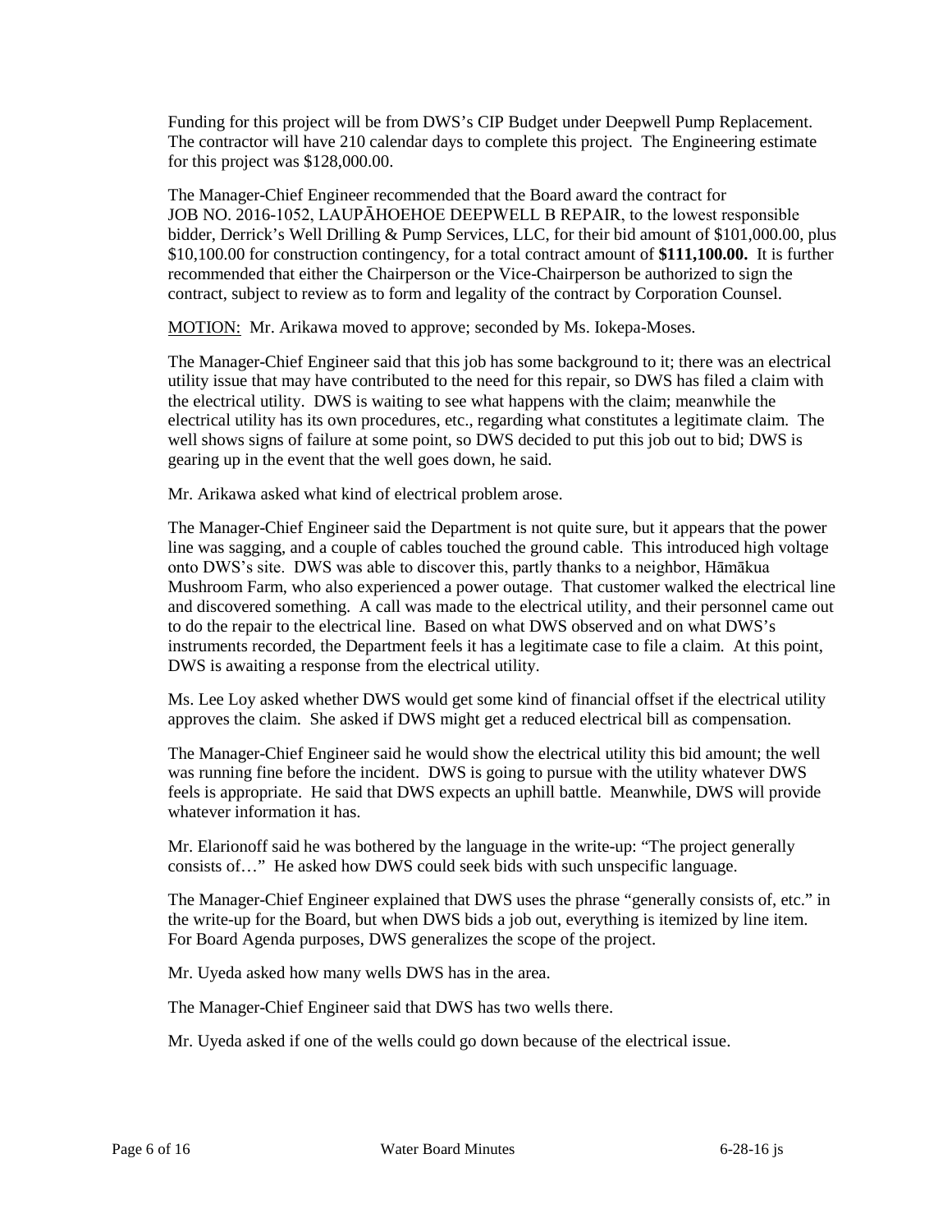Funding for this project will be from DWS's CIP Budget under Deepwell Pump Replacement. The contractor will have 210 calendar days to complete this project. The Engineering estimate for this project was $128,000.00.

The Manager-Chief Engineer recommended that the Board award the contract for JOB NO. 2016-1052, LAUPĀHOEHOE DEEPWELL B REPAIR, to the lowest responsible bidder, Derrick's Well Drilling & Pump Services, LLC, for their bid amount of $101,000.00, plus $10,100.00 for construction contingency, for a total contract amount of **$111,100.00.** It is further recommended that either the Chairperson or the Vice-Chairperson be authorized to sign the contract, subject to review as to form and legality of the contract by Corporation Counsel.

MOTION: Mr. Arikawa moved to approve; seconded by Ms. Iokepa-Moses.

The Manager-Chief Engineer said that this job has some background to it; there was an electrical utility issue that may have contributed to the need for this repair, so DWS has filed a claim with the electrical utility. DWS is waiting to see what happens with the claim; meanwhile the electrical utility has its own procedures, etc., regarding what constitutes a legitimate claim. The well shows signs of failure at some point, so DWS decided to put this job out to bid; DWS is gearing up in the event that the well goes down, he said.

Mr. Arikawa asked what kind of electrical problem arose.

The Manager-Chief Engineer said the Department is not quite sure, but it appears that the power line was sagging, and a couple of cables touched the ground cable. This introduced high voltage onto DWS's site. DWS was able to discover this, partly thanks to a neighbor, Hāmākua Mushroom Farm, who also experienced a power outage. That customer walked the electrical line and discovered something. A call was made to the electrical utility, and their personnel came out to do the repair to the electrical line. Based on what DWS observed and on what DWS's instruments recorded, the Department feels it has a legitimate case to file a claim. At this point, DWS is awaiting a response from the electrical utility.

Ms. Lee Loy asked whether DWS would get some kind of financial offset if the electrical utility approves the claim. She asked if DWS might get a reduced electrical bill as compensation.

The Manager-Chief Engineer said he would show the electrical utility this bid amount; the well was running fine before the incident. DWS is going to pursue with the utility whatever DWS feels is appropriate. He said that DWS expects an uphill battle. Meanwhile, DWS will provide whatever information it has.

Mr. Elarionoff said he was bothered by the language in the write-up: "The project generally consists of…" He asked how DWS could seek bids with such unspecific language.

The Manager-Chief Engineer explained that DWS uses the phrase "generally consists of, etc." in the write-up for the Board, but when DWS bids a job out, everything is itemized by line item. For Board Agenda purposes, DWS generalizes the scope of the project.

Mr. Uyeda asked how many wells DWS has in the area.

The Manager-Chief Engineer said that DWS has two wells there.

Mr. Uyeda asked if one of the wells could go down because of the electrical issue.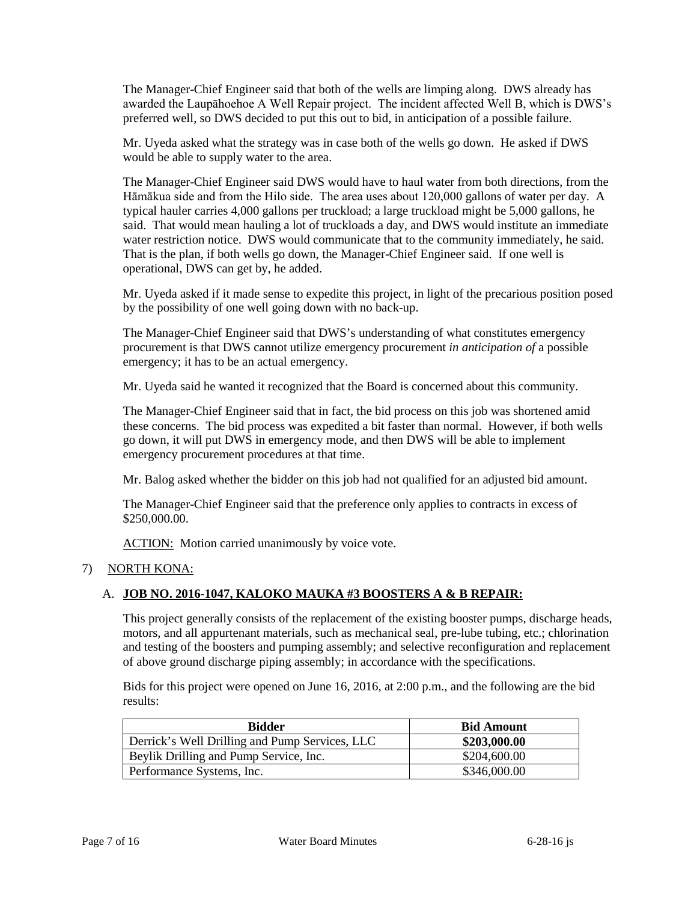The Manager-Chief Engineer said that both of the wells are limping along. DWS already has awarded the Laupāhoehoe A Well Repair project. The incident affected Well B, which is DWS's preferred well, so DWS decided to put this out to bid, in anticipation of a possible failure.

Mr. Uyeda asked what the strategy was in case both of the wells go down. He asked if DWS would be able to supply water to the area.

The Manager-Chief Engineer said DWS would have to haul water from both directions, from the Hāmākua side and from the Hilo side. The area uses about 120,000 gallons of water per day. A typical hauler carries 4,000 gallons per truckload; a large truckload might be 5,000 gallons, he said. That would mean hauling a lot of truckloads a day, and DWS would institute an immediate water restriction notice. DWS would communicate that to the community immediately, he said. That is the plan, if both wells go down, the Manager-Chief Engineer said. If one well is operational, DWS can get by, he added.

Mr. Uyeda asked if it made sense to expedite this project, in light of the precarious position posed by the possibility of one well going down with no back-up.

The Manager-Chief Engineer said that DWS's understanding of what constitutes emergency procurement is that DWS cannot utilize emergency procurement *in anticipation of* a possible emergency; it has to be an actual emergency.

Mr. Uyeda said he wanted it recognized that the Board is concerned about this community.

The Manager-Chief Engineer said that in fact, the bid process on this job was shortened amid these concerns. The bid process was expedited a bit faster than normal. However, if both wells go down, it will put DWS in emergency mode, and then DWS will be able to implement emergency procurement procedures at that time.

Mr. Balog asked whether the bidder on this job had not qualified for an adjusted bid amount.

The Manager-Chief Engineer said that the preference only applies to contracts in excess of $250,000.00.

ACTION: Motion carried unanimously by voice vote.

7) NORTH KONA:

A. **JOB NO. 2016-1047, KALOKO MAUKA #3 BOOSTERS A & B REPAIR:**

This project generally consists of the replacement of the existing booster pumps, discharge heads, motors, and all appurtenant materials, such as mechanical seal, pre-lube tubing, etc.; chlorination and testing of the boosters and pumping assembly; and selective reconfiguration and replacement of above ground discharge piping assembly; in accordance with the specifications.

Bids for this project were opened on June 16, 2016, at 2:00 p.m., and the following are the bid results:

| Bidder | Bid Amount |
|---|---|
| Derrick's Well Drilling and Pump Services, LLC | **$203,000.00** |
| Beylik Drilling and Pump Service, Inc. | $204,600.00 |
| Performance Systems, Inc. | $346,000.00 |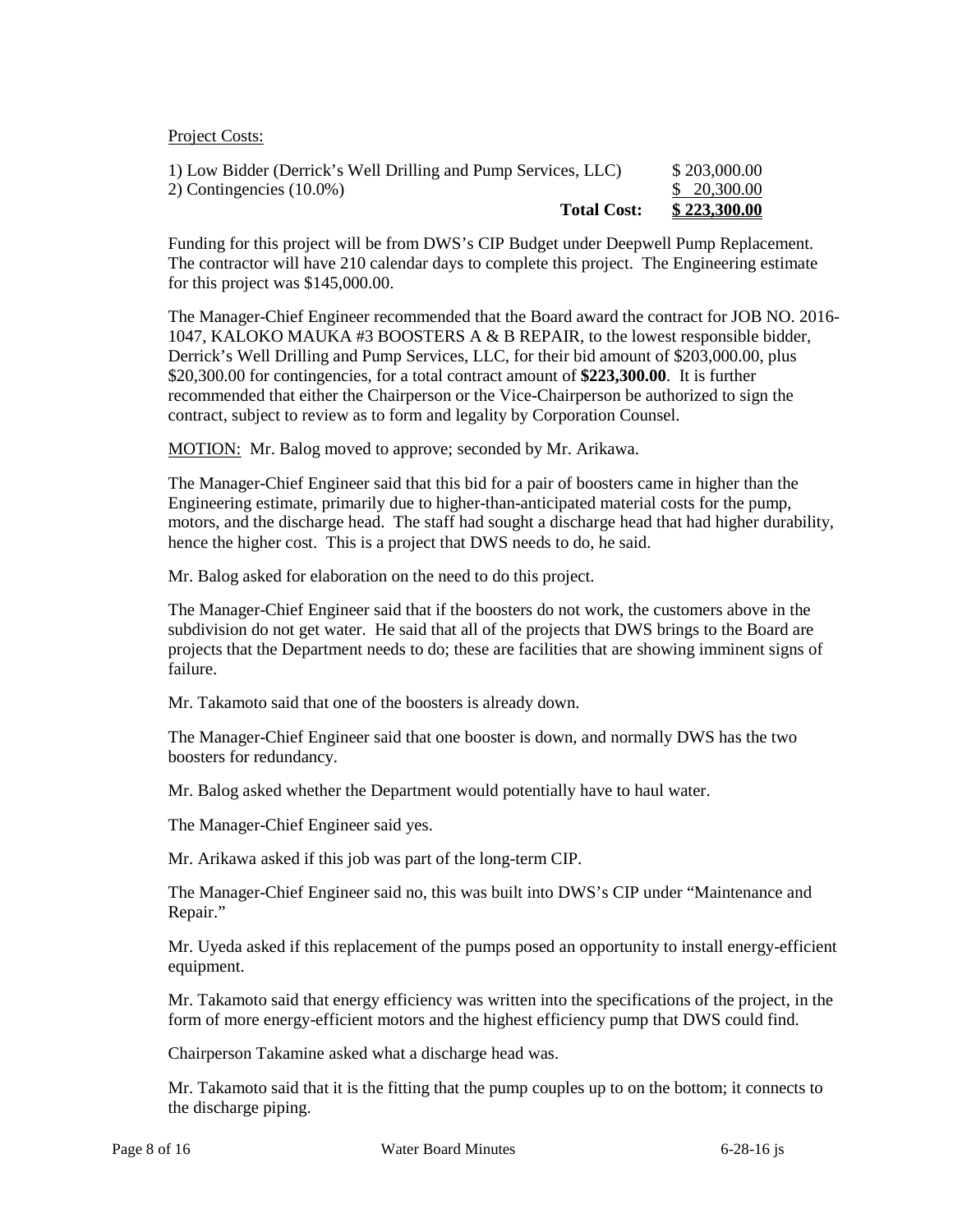Project Costs:

| | |
|---|---|
| 1) Low Bidder (Derrick's Well Drilling and Pump Services, LLC) | $ 203,000.00 |
| 2) Contingencies (10.0%) | $ 20,300.00 |
| **Total Cost:** | **$ 223,300.00** |

Funding for this project will be from DWS's CIP Budget under Deepwell Pump Replacement. The contractor will have 210 calendar days to complete this project. The Engineering estimate for this project was $145,000.00.

The Manager-Chief Engineer recommended that the Board award the contract for JOB NO. 2016-1047, KALOKO MAUKA #3 BOOSTERS A & B REPAIR, to the lowest responsible bidder, Derrick's Well Drilling and Pump Services, LLC, for their bid amount of $203,000.00, plus $20,300.00 for contingencies, for a total contract amount of **$223,300.00**. It is further recommended that either the Chairperson or the Vice-Chairperson be authorized to sign the contract, subject to review as to form and legality by Corporation Counsel.

MOTION: Mr. Balog moved to approve; seconded by Mr. Arikawa.

The Manager-Chief Engineer said that this bid for a pair of boosters came in higher than the Engineering estimate, primarily due to higher-than-anticipated material costs for the pump, motors, and the discharge head. The staff had sought a discharge head that had higher durability, hence the higher cost. This is a project that DWS needs to do, he said.

Mr. Balog asked for elaboration on the need to do this project.

The Manager-Chief Engineer said that if the boosters do not work, the customers above in the subdivision do not get water. He said that all of the projects that DWS brings to the Board are projects that the Department needs to do; these are facilities that are showing imminent signs of failure.

Mr. Takamoto said that one of the boosters is already down.

The Manager-Chief Engineer said that one booster is down, and normally DWS has the two boosters for redundancy.

Mr. Balog asked whether the Department would potentially have to haul water.

The Manager-Chief Engineer said yes.

Mr. Arikawa asked if this job was part of the long-term CIP.

The Manager-Chief Engineer said no, this was built into DWS's CIP under "Maintenance and Repair."

Mr. Uyeda asked if this replacement of the pumps posed an opportunity to install energy-efficient equipment.

Mr. Takamoto said that energy efficiency was written into the specifications of the project, in the form of more energy-efficient motors and the highest efficiency pump that DWS could find.

Chairperson Takamine asked what a discharge head was.

Mr. Takamoto said that it is the fitting that the pump couples up to on the bottom; it connects to the discharge piping.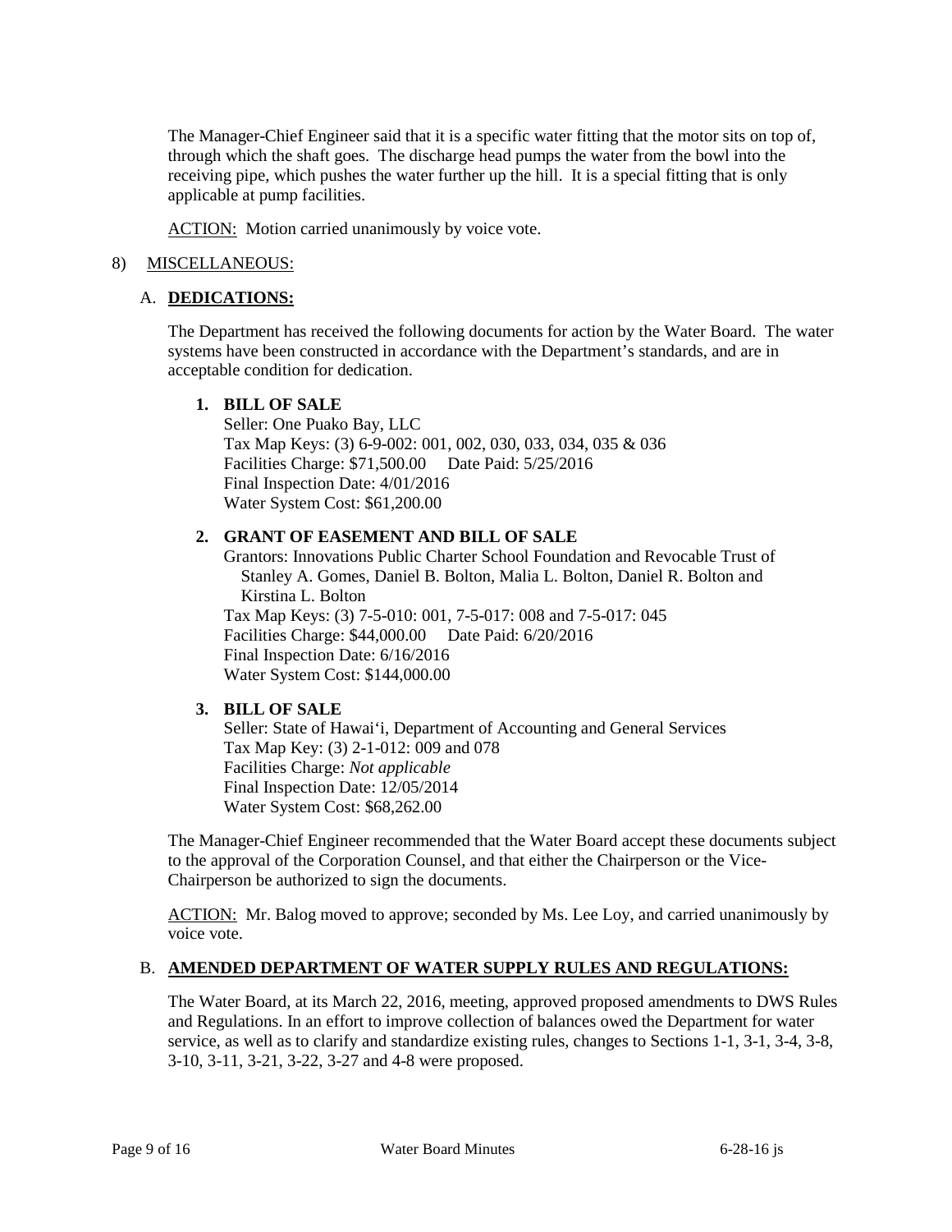The Manager-Chief Engineer said that it is a specific water fitting that the motor sits on top of, through which the shaft goes. The discharge head pumps the water from the bowl into the receiving pipe, which pushes the water further up the hill. It is a special fitting that is only applicable at pump facilities.

ACTION: Motion carried unanimously by voice vote.

8) MISCELLANEOUS:

A. **DEDICATIONS:**

The Department has received the following documents for action by the Water Board. The water systems have been constructed in accordance with the Department's standards, and are in acceptable condition for dedication.

**1. BILL OF SALE**

Seller: One Puako Bay, LLC
Tax Map Keys: (3) 6-9-002: 001, 002, 030, 033, 034, 035 & 036
Facilities Charge: $71,500.00 Date Paid: 5/25/2016
Final Inspection Date: 4/01/2016
Water System Cost: $61,200.00

**2. GRANT OF EASEMENT AND BILL OF SALE**

Grantors: Innovations Public Charter School Foundation and Revocable Trust of Stanley A. Gomes, Daniel B. Bolton, Malia L. Bolton, Daniel R. Bolton and Kirstina L. Bolton
Tax Map Keys: (3) 7-5-010: 001, 7-5-017: 008 and 7-5-017: 045
Facilities Charge: $44,000.00 Date Paid: 6/20/2016
Final Inspection Date: 6/16/2016
Water System Cost: $144,000.00

**3. BILL OF SALE**

Seller: State of Hawai'i, Department of Accounting and General Services
Tax Map Key: (3) 2-1-012: 009 and 078
Facilities Charge: *Not applicable*
Final Inspection Date: 12/05/2014
Water System Cost: $68,262.00

The Manager-Chief Engineer recommended that the Water Board accept these documents subject to the approval of the Corporation Counsel, and that either the Chairperson or the Vice-Chairperson be authorized to sign the documents.

ACTION: Mr. Balog moved to approve; seconded by Ms. Lee Loy, and carried unanimously by voice vote.

B. **AMENDED DEPARTMENT OF WATER SUPPLY RULES AND REGULATIONS:**

The Water Board, at its March 22, 2016, meeting, approved proposed amendments to DWS Rules and Regulations. In an effort to improve collection of balances owed the Department for water service, as well as to clarify and standardize existing rules, changes to Sections 1-1, 3-1, 3-4, 3-8, 3-10, 3-11, 3-21, 3-22, 3-27 and 4-8 were proposed.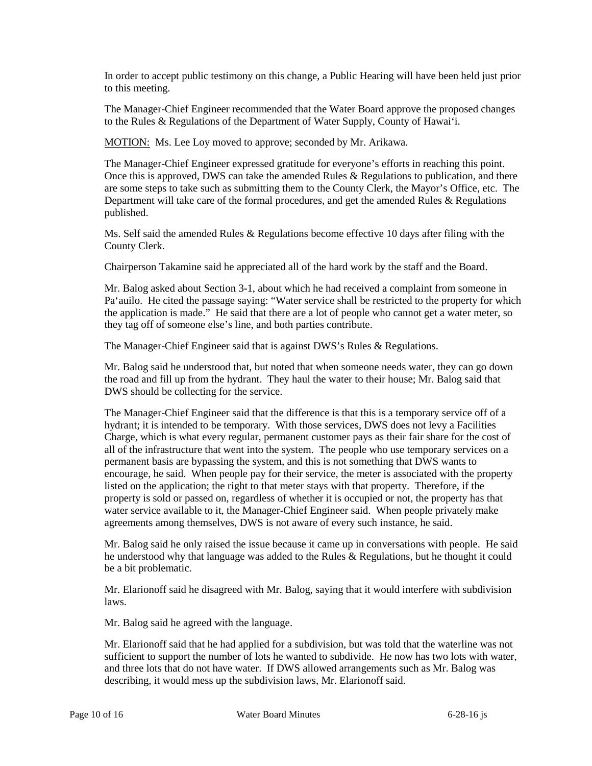In order to accept public testimony on this change, a Public Hearing will have been held just prior to this meeting.

The Manager-Chief Engineer recommended that the Water Board approve the proposed changes to the Rules & Regulations of the Department of Water Supply, County of Hawai'i.

<u>MOTION:</u> Ms. Lee Loy moved to approve; seconded by Mr. Arikawa.

The Manager-Chief Engineer expressed gratitude for everyone's efforts in reaching this point. Once this is approved, DWS can take the amended Rules & Regulations to publication, and there are some steps to take such as submitting them to the County Clerk, the Mayor's Office, etc. The Department will take care of the formal procedures, and get the amended Rules & Regulations published.

Ms. Self said the amended Rules & Regulations become effective 10 days after filing with the County Clerk.

Chairperson Takamine said he appreciated all of the hard work by the staff and the Board.

Mr. Balog asked about Section 3-1, about which he had received a complaint from someone in Pa'auilo. He cited the passage saying: "Water service shall be restricted to the property for which the application is made." He said that there are a lot of people who cannot get a water meter, so they tag off of someone else's line, and both parties contribute.

The Manager-Chief Engineer said that is against DWS's Rules & Regulations.

Mr. Balog said he understood that, but noted that when someone needs water, they can go down the road and fill up from the hydrant. They haul the water to their house; Mr. Balog said that DWS should be collecting for the service.

The Manager-Chief Engineer said that the difference is that this is a temporary service off of a hydrant; it is intended to be temporary. With those services, DWS does not levy a Facilities Charge, which is what every regular, permanent customer pays as their fair share for the cost of all of the infrastructure that went into the system. The people who use temporary services on a permanent basis are bypassing the system, and this is not something that DWS wants to encourage, he said. When people pay for their service, the meter is associated with the property listed on the application; the right to that meter stays with that property. Therefore, if the property is sold or passed on, regardless of whether it is occupied or not, the property has that water service available to it, the Manager-Chief Engineer said. When people privately make agreements among themselves, DWS is not aware of every such instance, he said.

Mr. Balog said he only raised the issue because it came up in conversations with people. He said he understood why that language was added to the Rules & Regulations, but he thought it could be a bit problematic.

Mr. Elarionoff said he disagreed with Mr. Balog, saying that it would interfere with subdivision laws.

Mr. Balog said he agreed with the language.

Mr. Elarionoff said that he had applied for a subdivision, but was told that the waterline was not sufficient to support the number of lots he wanted to subdivide. He now has two lots with water, and three lots that do not have water. If DWS allowed arrangements such as Mr. Balog was describing, it would mess up the subdivision laws, Mr. Elarionoff said.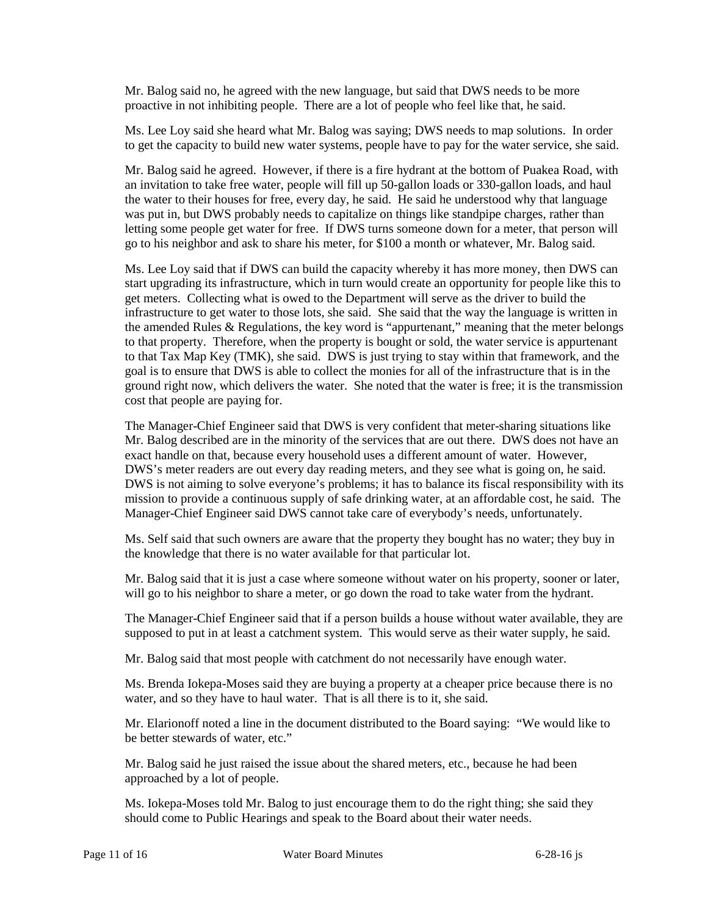Mr. Balog said no, he agreed with the new language, but said that DWS needs to be more proactive in not inhibiting people. There are a lot of people who feel like that, he said.

Ms. Lee Loy said she heard what Mr. Balog was saying; DWS needs to map solutions. In order to get the capacity to build new water systems, people have to pay for the water service, she said.

Mr. Balog said he agreed. However, if there is a fire hydrant at the bottom of Puakea Road, with an invitation to take free water, people will fill up 50-gallon loads or 330-gallon loads, and haul the water to their houses for free, every day, he said. He said he understood why that language was put in, but DWS probably needs to capitalize on things like standpipe charges, rather than letting some people get water for free. If DWS turns someone down for a meter, that person will go to his neighbor and ask to share his meter, for $100 a month or whatever, Mr. Balog said.

Ms. Lee Loy said that if DWS can build the capacity whereby it has more money, then DWS can start upgrading its infrastructure, which in turn would create an opportunity for people like this to get meters. Collecting what is owed to the Department will serve as the driver to build the infrastructure to get water to those lots, she said. She said that the way the language is written in the amended Rules & Regulations, the key word is "appurtenant," meaning that the meter belongs to that property. Therefore, when the property is bought or sold, the water service is appurtenant to that Tax Map Key (TMK), she said. DWS is just trying to stay within that framework, and the goal is to ensure that DWS is able to collect the monies for all of the infrastructure that is in the ground right now, which delivers the water. She noted that the water is free; it is the transmission cost that people are paying for.

The Manager-Chief Engineer said that DWS is very confident that meter-sharing situations like Mr. Balog described are in the minority of the services that are out there. DWS does not have an exact handle on that, because every household uses a different amount of water. However, DWS's meter readers are out every day reading meters, and they see what is going on, he said. DWS is not aiming to solve everyone's problems; it has to balance its fiscal responsibility with its mission to provide a continuous supply of safe drinking water, at an affordable cost, he said. The Manager-Chief Engineer said DWS cannot take care of everybody's needs, unfortunately.

Ms. Self said that such owners are aware that the property they bought has no water; they buy in the knowledge that there is no water available for that particular lot.

Mr. Balog said that it is just a case where someone without water on his property, sooner or later, will go to his neighbor to share a meter, or go down the road to take water from the hydrant.

The Manager-Chief Engineer said that if a person builds a house without water available, they are supposed to put in at least a catchment system. This would serve as their water supply, he said.

Mr. Balog said that most people with catchment do not necessarily have enough water.

Ms. Brenda Iokepa-Moses said they are buying a property at a cheaper price because there is no water, and so they have to haul water. That is all there is to it, she said.

Mr. Elarionoff noted a line in the document distributed to the Board saying: "We would like to be better stewards of water, etc."

Mr. Balog said he just raised the issue about the shared meters, etc., because he had been approached by a lot of people.

Ms. Iokepa-Moses told Mr. Balog to just encourage them to do the right thing; she said they should come to Public Hearings and speak to the Board about their water needs.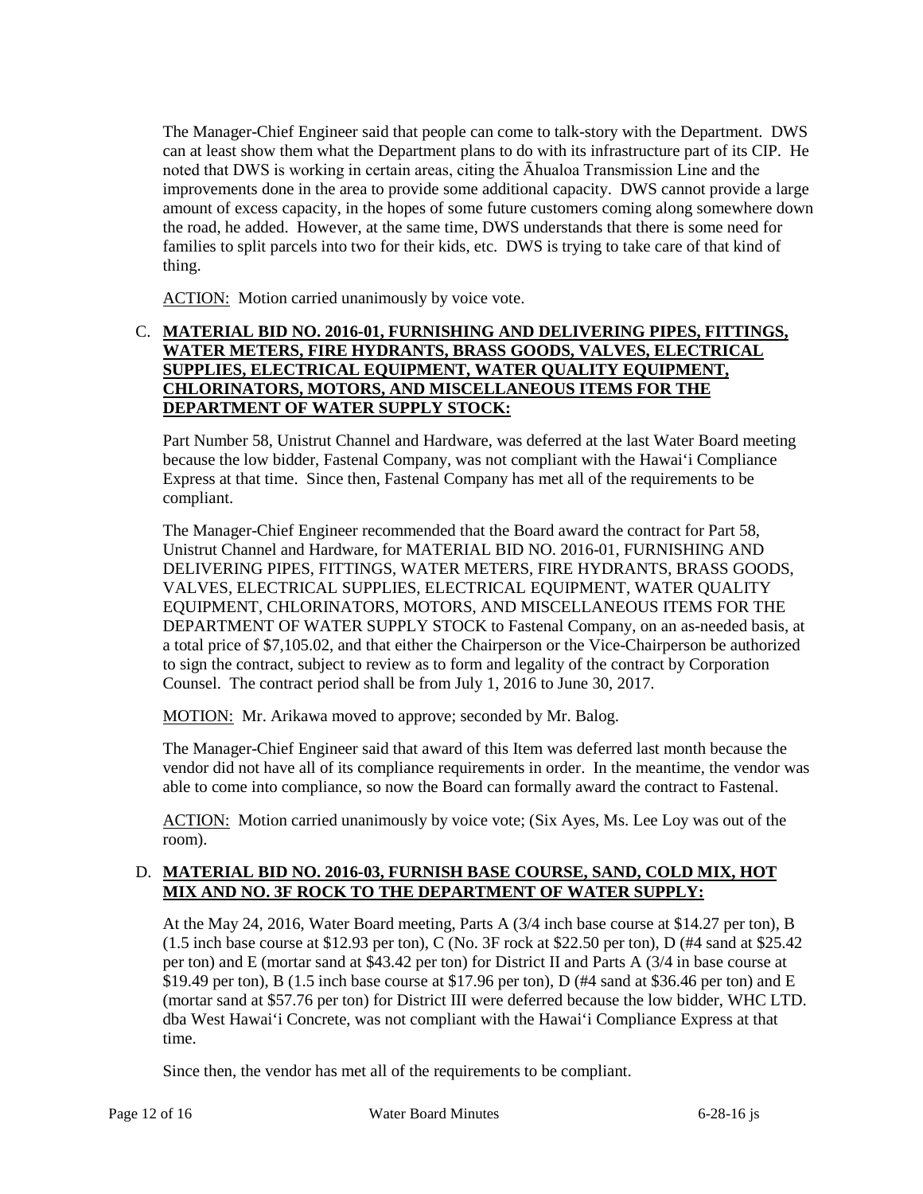The Manager-Chief Engineer said that people can come to talk-story with the Department. DWS can at least show them what the Department plans to do with its infrastructure part of its CIP. He noted that DWS is working in certain areas, citing the Āhualoa Transmission Line and the improvements done in the area to provide some additional capacity. DWS cannot provide a large amount of excess capacity, in the hopes of some future customers coming along somewhere down the road, he added. However, at the same time, DWS understands that there is some need for families to split parcels into two for their kids, etc. DWS is trying to take care of that kind of thing.

ACTION: Motion carried unanimously by voice vote.

C. **MATERIAL BID NO. 2016-01, FURNISHING AND DELIVERING PIPES, FITTINGS, WATER METERS, FIRE HYDRANTS, BRASS GOODS, VALVES, ELECTRICAL SUPPLIES, ELECTRICAL EQUIPMENT, WATER QUALITY EQUIPMENT, CHLORINATORS, MOTORS, AND MISCELLANEOUS ITEMS FOR THE DEPARTMENT OF WATER SUPPLY STOCK:**

Part Number 58, Unistrut Channel and Hardware, was deferred at the last Water Board meeting because the low bidder, Fastenal Company, was not compliant with the Hawai‘i Compliance Express at that time. Since then, Fastenal Company has met all of the requirements to be compliant.

The Manager-Chief Engineer recommended that the Board award the contract for Part 58, Unistrut Channel and Hardware, for MATERIAL BID NO. 2016-01, FURNISHING AND DELIVERING PIPES, FITTINGS, WATER METERS, FIRE HYDRANTS, BRASS GOODS, VALVES, ELECTRICAL SUPPLIES, ELECTRICAL EQUIPMENT, WATER QUALITY EQUIPMENT, CHLORINATORS, MOTORS, AND MISCELLANEOUS ITEMS FOR THE DEPARTMENT OF WATER SUPPLY STOCK to Fastenal Company, on an as-needed basis, at a total price of $7,105.02, and that either the Chairperson or the Vice-Chairperson be authorized to sign the contract, subject to review as to form and legality of the contract by Corporation Counsel. The contract period shall be from July 1, 2016 to June 30, 2017.

MOTION: Mr. Arikawa moved to approve; seconded by Mr. Balog.

The Manager-Chief Engineer said that award of this Item was deferred last month because the vendor did not have all of its compliance requirements in order. In the meantime, the vendor was able to come into compliance, so now the Board can formally award the contract to Fastenal.

ACTION: Motion carried unanimously by voice vote; (Six Ayes, Ms. Lee Loy was out of the room).

D. **MATERIAL BID NO. 2016-03, FURNISH BASE COURSE, SAND, COLD MIX, HOT MIX AND NO. 3F ROCK TO THE DEPARTMENT OF WATER SUPPLY:**

At the May 24, 2016, Water Board meeting, Parts A (3/4 inch base course at $14.27 per ton), B (1.5 inch base course at $12.93 per ton), C (No. 3F rock at $22.50 per ton), D (#4 sand at $25.42 per ton) and E (mortar sand at $43.42 per ton) for District II and Parts A (3/4 in base course at $19.49 per ton), B (1.5 inch base course at $17.96 per ton), D (#4 sand at $36.46 per ton) and E (mortar sand at $57.76 per ton) for District III were deferred because the low bidder, WHC LTD. dba West Hawai‘i Concrete, was not compliant with the Hawai‘i Compliance Express at that time.

Since then, the vendor has met all of the requirements to be compliant.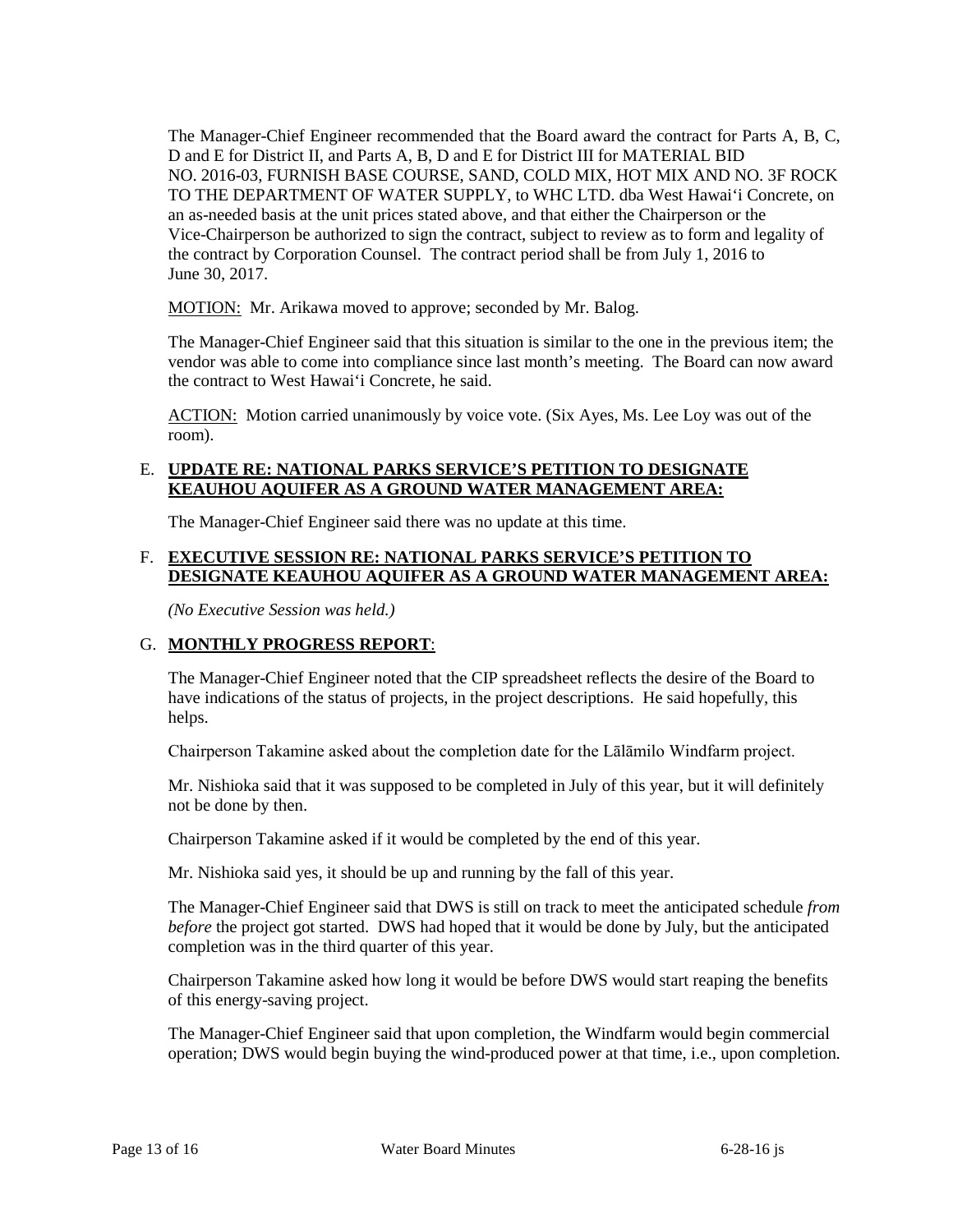The Manager-Chief Engineer recommended that the Board award the contract for Parts A, B, C, D and E for District II, and Parts A, B, D and E for District III for MATERIAL BID NO. 2016-03, FURNISH BASE COURSE, SAND, COLD MIX, HOT MIX AND NO. 3F ROCK TO THE DEPARTMENT OF WATER SUPPLY, to WHC LTD. dba West Hawai'i Concrete, on an as-needed basis at the unit prices stated above, and that either the Chairperson or the Vice-Chairperson be authorized to sign the contract, subject to review as to form and legality of the contract by Corporation Counsel. The contract period shall be from July 1, 2016 to June 30, 2017.

MOTION: Mr. Arikawa moved to approve; seconded by Mr. Balog.

The Manager-Chief Engineer said that this situation is similar to the one in the previous item; the vendor was able to come into compliance since last month's meeting. The Board can now award the contract to West Hawai'i Concrete, he said.

ACTION: Motion carried unanimously by voice vote. (Six Ayes, Ms. Lee Loy was out of the room).

### E. **UPDATE RE: NATIONAL PARKS SERVICE'S PETITION TO DESIGNATE KEAUHOU AQUIFER AS A GROUND WATER MANAGEMENT AREA:**

The Manager-Chief Engineer said there was no update at this time.

### F. **EXECUTIVE SESSION RE: NATIONAL PARKS SERVICE'S PETITION TO DESIGNATE KEAUHOU AQUIFER AS A GROUND WATER MANAGEMENT AREA:**

*(No Executive Session was held.)*

### G. **MONTHLY PROGRESS REPORT**:

The Manager-Chief Engineer noted that the CIP spreadsheet reflects the desire of the Board to have indications of the status of projects, in the project descriptions. He said hopefully, this helps.

Chairperson Takamine asked about the completion date for the Lālāmilo Windfarm project.

Mr. Nishioka said that it was supposed to be completed in July of this year, but it will definitely not be done by then.

Chairperson Takamine asked if it would be completed by the end of this year.

Mr. Nishioka said yes, it should be up and running by the fall of this year.

The Manager-Chief Engineer said that DWS is still on track to meet the anticipated schedule *from before* the project got started. DWS had hoped that it would be done by July, but the anticipated completion was in the third quarter of this year.

Chairperson Takamine asked how long it would be before DWS would start reaping the benefits of this energy-saving project.

The Manager-Chief Engineer said that upon completion, the Windfarm would begin commercial operation; DWS would begin buying the wind-produced power at that time, i.e., upon completion.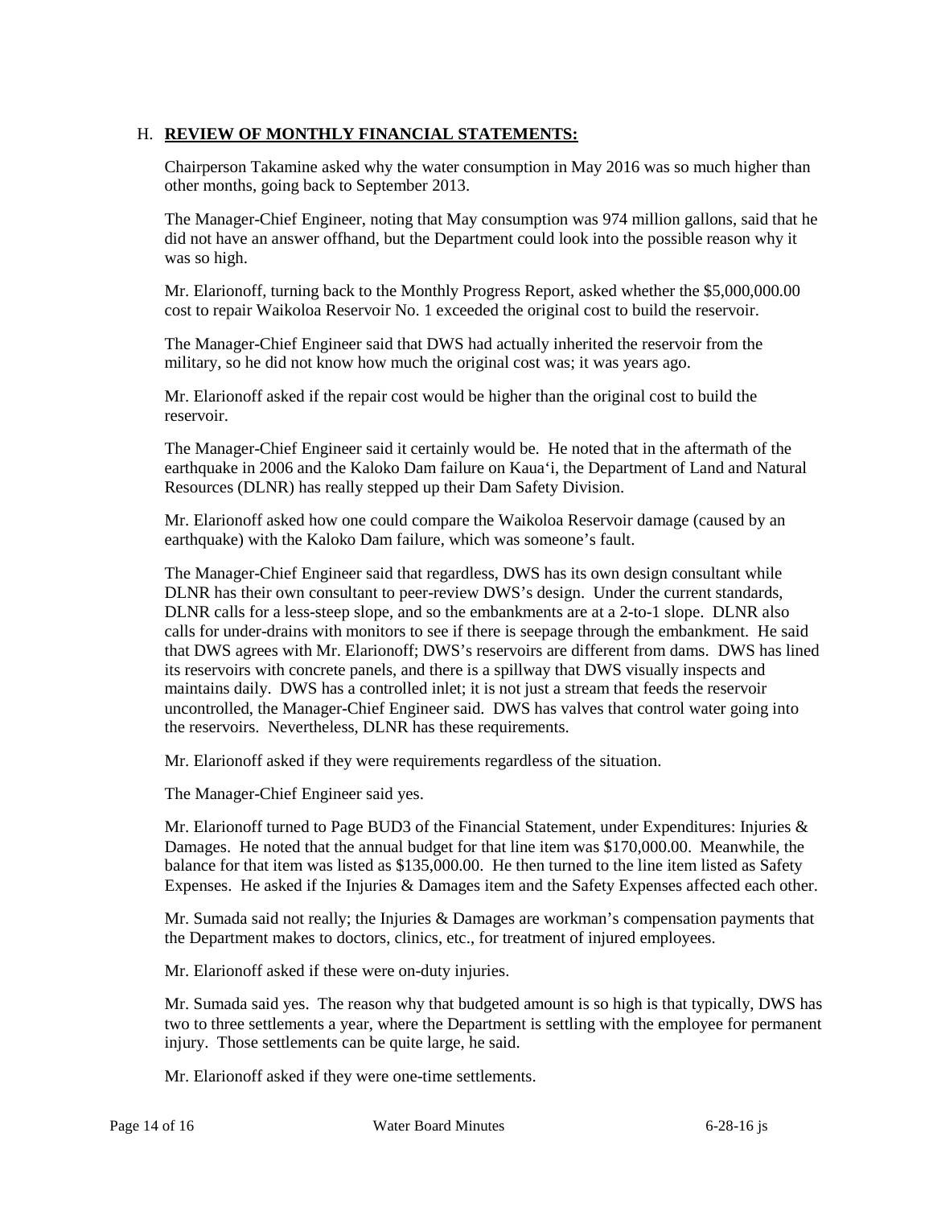## H. **REVIEW OF MONTHLY FINANCIAL STATEMENTS:**

Chairperson Takamine asked why the water consumption in May 2016 was so much higher than other months, going back to September 2013.

The Manager-Chief Engineer, noting that May consumption was 974 million gallons, said that he did not have an answer offhand, but the Department could look into the possible reason why it was so high.

Mr. Elarionoff, turning back to the Monthly Progress Report, asked whether the $5,000,000.00 cost to repair Waikoloa Reservoir No. 1 exceeded the original cost to build the reservoir.

The Manager-Chief Engineer said that DWS had actually inherited the reservoir from the military, so he did not know how much the original cost was; it was years ago.

Mr. Elarionoff asked if the repair cost would be higher than the original cost to build the reservoir.

The Manager-Chief Engineer said it certainly would be. He noted that in the aftermath of the earthquake in 2006 and the Kaloko Dam failure on Kaua'i, the Department of Land and Natural Resources (DLNR) has really stepped up their Dam Safety Division.

Mr. Elarionoff asked how one could compare the Waikoloa Reservoir damage (caused by an earthquake) with the Kaloko Dam failure, which was someone's fault.

The Manager-Chief Engineer said that regardless, DWS has its own design consultant while DLNR has their own consultant to peer-review DWS's design. Under the current standards, DLNR calls for a less-steep slope, and so the embankments are at a 2-to-1 slope. DLNR also calls for under-drains with monitors to see if there is seepage through the embankment. He said that DWS agrees with Mr. Elarionoff; DWS's reservoirs are different from dams. DWS has lined its reservoirs with concrete panels, and there is a spillway that DWS visually inspects and maintains daily. DWS has a controlled inlet; it is not just a stream that feeds the reservoir uncontrolled, the Manager-Chief Engineer said. DWS has valves that control water going into the reservoirs. Nevertheless, DLNR has these requirements.

Mr. Elarionoff asked if they were requirements regardless of the situation.

The Manager-Chief Engineer said yes.

Mr. Elarionoff turned to Page BUD3 of the Financial Statement, under Expenditures: Injuries & Damages. He noted that the annual budget for that line item was $170,000.00. Meanwhile, the balance for that item was listed as $135,000.00. He then turned to the line item listed as Safety Expenses. He asked if the Injuries & Damages item and the Safety Expenses affected each other.

Mr. Sumada said not really; the Injuries & Damages are workman's compensation payments that the Department makes to doctors, clinics, etc., for treatment of injured employees.

Mr. Elarionoff asked if these were on-duty injuries.

Mr. Sumada said yes. The reason why that budgeted amount is so high is that typically, DWS has two to three settlements a year, where the Department is settling with the employee for permanent injury. Those settlements can be quite large, he said.

Mr. Elarionoff asked if they were one-time settlements.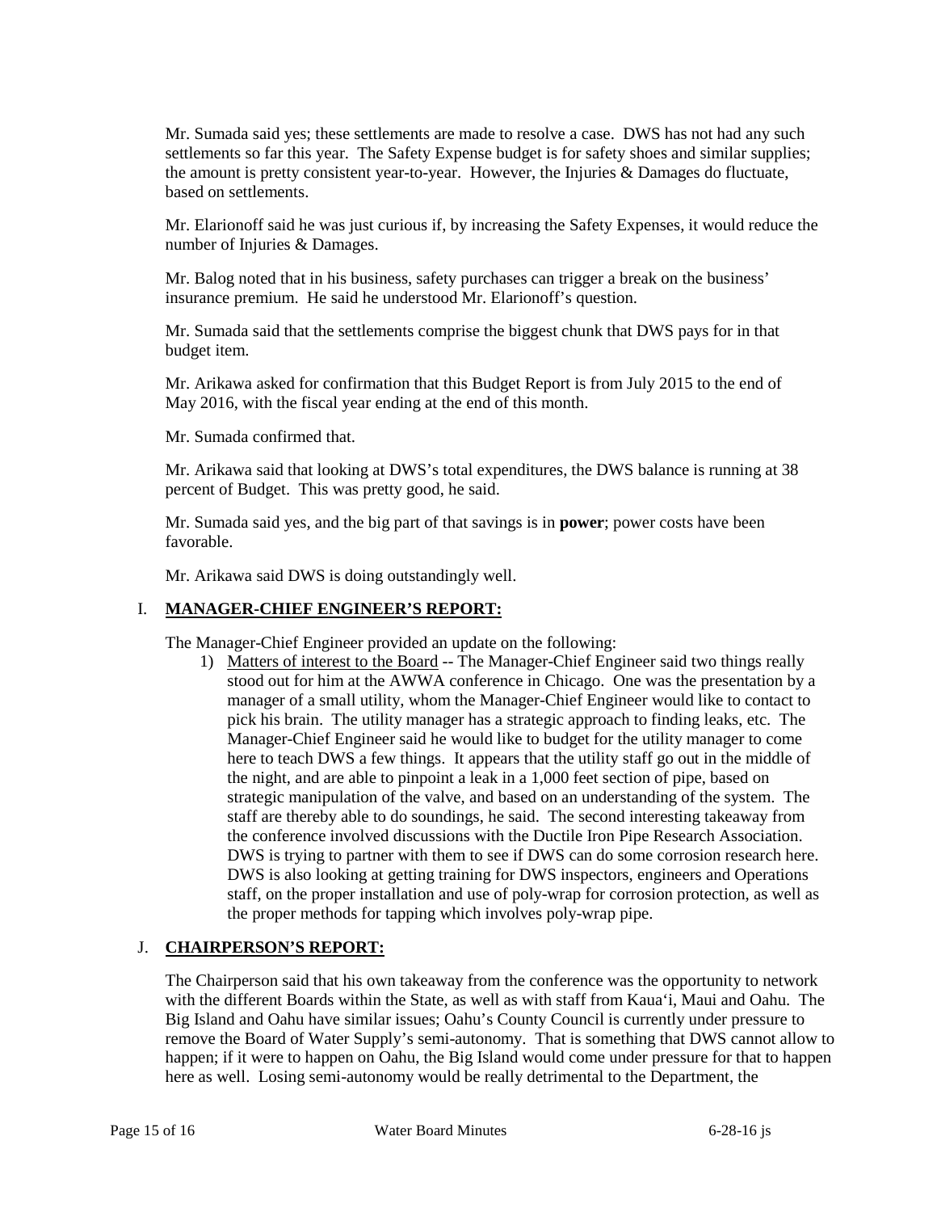Mr. Sumada said yes; these settlements are made to resolve a case. DWS has not had any such settlements so far this year. The Safety Expense budget is for safety shoes and similar supplies; the amount is pretty consistent year-to-year. However, the Injuries & Damages do fluctuate, based on settlements.

Mr. Elarionoff said he was just curious if, by increasing the Safety Expenses, it would reduce the number of Injuries & Damages.

Mr. Balog noted that in his business, safety purchases can trigger a break on the business' insurance premium. He said he understood Mr. Elarionoff's question.

Mr. Sumada said that the settlements comprise the biggest chunk that DWS pays for in that budget item.

Mr. Arikawa asked for confirmation that this Budget Report is from July 2015 to the end of May 2016, with the fiscal year ending at the end of this month.

Mr. Sumada confirmed that.

Mr. Arikawa said that looking at DWS's total expenditures, the DWS balance is running at 38 percent of Budget. This was pretty good, he said.

Mr. Sumada said yes, and the big part of that savings is in **power**; power costs have been favorable.

Mr. Arikawa said DWS is doing outstandingly well.

## I. MANAGER-CHIEF ENGINEER'S REPORT:

The Manager-Chief Engineer provided an update on the following:

1) Matters of interest to the Board -- The Manager-Chief Engineer said two things really stood out for him at the AWWA conference in Chicago. One was the presentation by a manager of a small utility, whom the Manager-Chief Engineer would like to contact to pick his brain. The utility manager has a strategic approach to finding leaks, etc. The Manager-Chief Engineer said he would like to budget for the utility manager to come here to teach DWS a few things. It appears that the utility staff go out in the middle of the night, and are able to pinpoint a leak in a 1,000 feet section of pipe, based on strategic manipulation of the valve, and based on an understanding of the system. The staff are thereby able to do soundings, he said. The second interesting takeaway from the conference involved discussions with the Ductile Iron Pipe Research Association. DWS is trying to partner with them to see if DWS can do some corrosion research here. DWS is also looking at getting training for DWS inspectors, engineers and Operations staff, on the proper installation and use of poly-wrap for corrosion protection, as well as the proper methods for tapping which involves poly-wrap pipe.

## J. CHAIRPERSON'S REPORT:

The Chairperson said that his own takeaway from the conference was the opportunity to network with the different Boards within the State, as well as with staff from Kaua'i, Maui and Oahu. The Big Island and Oahu have similar issues; Oahu's County Council is currently under pressure to remove the Board of Water Supply's semi-autonomy. That is something that DWS cannot allow to happen; if it were to happen on Oahu, the Big Island would come under pressure for that to happen here as well. Losing semi-autonomy would be really detrimental to the Department, the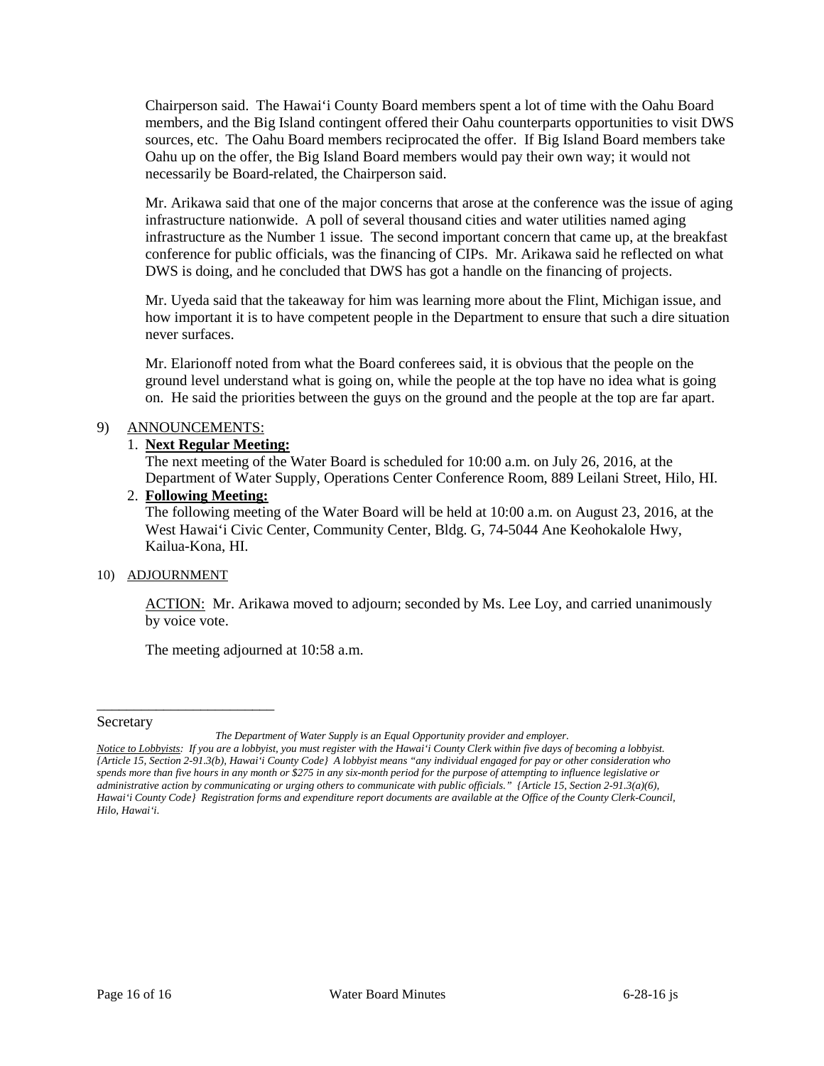Chairperson said. The Hawai'i County Board members spent a lot of time with the Oahu Board members, and the Big Island contingent offered their Oahu counterparts opportunities to visit DWS sources, etc. The Oahu Board members reciprocated the offer. If Big Island Board members take Oahu up on the offer, the Big Island Board members would pay their own way; it would not necessarily be Board-related, the Chairperson said.

Mr. Arikawa said that one of the major concerns that arose at the conference was the issue of aging infrastructure nationwide. A poll of several thousand cities and water utilities named aging infrastructure as the Number 1 issue. The second important concern that came up, at the breakfast conference for public officials, was the financing of CIPs. Mr. Arikawa said he reflected on what DWS is doing, and he concluded that DWS has got a handle on the financing of projects.

Mr. Uyeda said that the takeaway for him was learning more about the Flint, Michigan issue, and how important it is to have competent people in the Department to ensure that such a dire situation never surfaces.

Mr. Elarionoff noted from what the Board conferees said, it is obvious that the people on the ground level understand what is going on, while the people at the top have no idea what is going on. He said the priorities between the guys on the ground and the people at the top are far apart.

9) ANNOUNCEMENTS:

1. **Next Regular Meeting:**
   The next meeting of the Water Board is scheduled for 10:00 a.m. on July 26, 2016, at the Department of Water Supply, Operations Center Conference Room, 889 Leilani Street, Hilo, HI.
2. **Following Meeting:**
   The following meeting of the Water Board will be held at 10:00 a.m. on August 23, 2016, at the West Hawai'i Civic Center, Community Center, Bldg. G, 74-5044 Ane Keohokalole Hwy, Kailua-Kona, HI.

10) ADJOURNMENT

ACTION: Mr. Arikawa moved to adjourn; seconded by Ms. Lee Loy, and carried unanimously by voice vote.

The meeting adjourned at 10:58 a.m.

\_\_\_\_\_\_\_\_\_\_\_\_\_\_\_\_\_\_\_\_\_\_\_\_\_

Secretary

*The Department of Water Supply is an Equal Opportunity provider and employer.*

*Notice to Lobbyists: If you are a lobbyist, you must register with the Hawai'i County Clerk within five days of becoming a lobbyist. {Article 15, Section 2-91.3(b), Hawai'i County Code} A lobbyist means "any individual engaged for pay or other consideration who spends more than five hours in any month or $275 in any six-month period for the purpose of attempting to influence legislative or administrative action by communicating or urging others to communicate with public officials." {Article 15, Section 2-91.3(a)(6), Hawai'i County Code} Registration forms and expenditure report documents are available at the Office of the County Clerk-Council, Hilo, Hawai'i.*